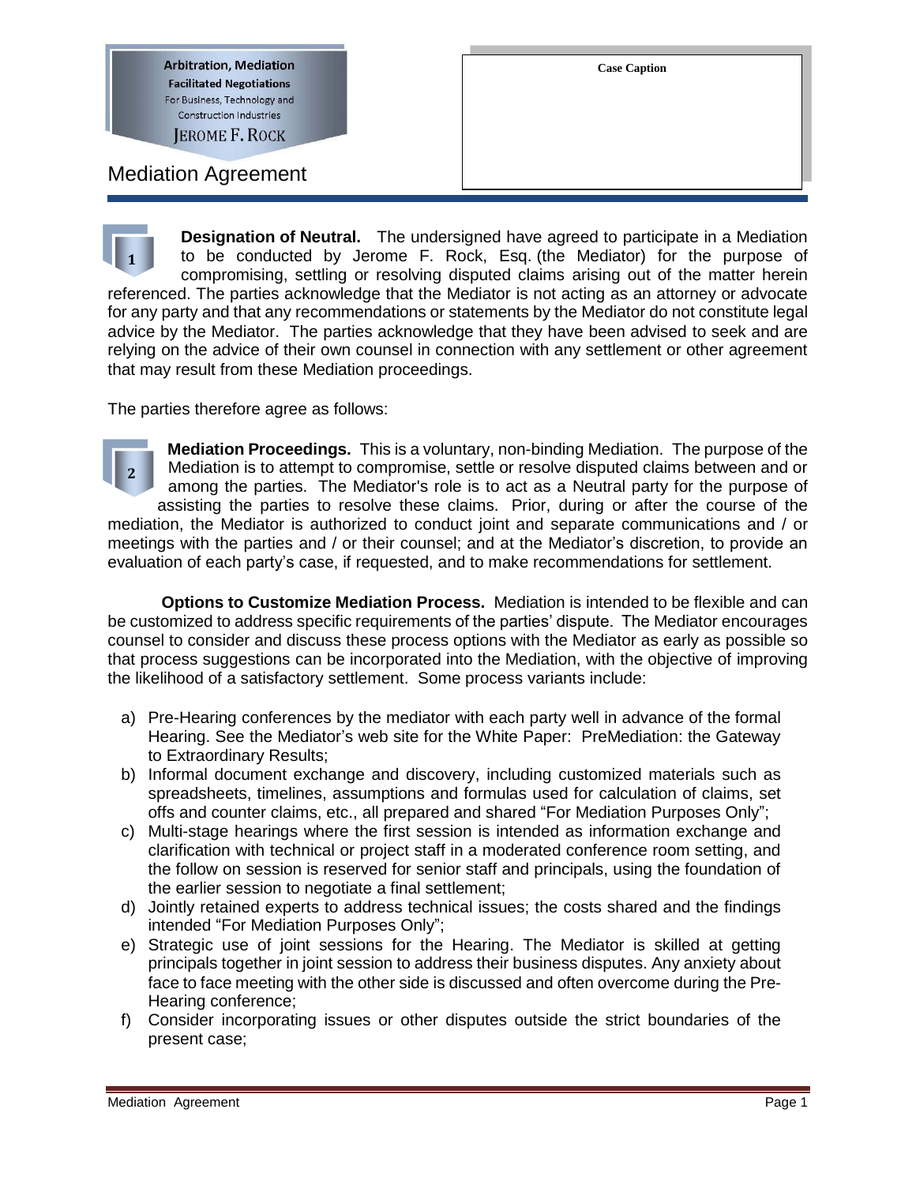**Arbitration, Mediation**
**Facilitated Negotiations**
For Business, Technology and Construction Industries
JEROME F. ROCK

**Case Caption**

# Mediation Agreement

**1**

**Designation of Neutral.** The undersigned have agreed to participate in a Mediation to be conducted by Jerome F. Rock, Esq. (the Mediator) for the purpose of compromising, settling or resolving disputed claims arising out of the matter herein referenced. The parties acknowledge that the Mediator is not acting as an attorney or advocate for any party and that any recommendations or statements by the Mediator do not constitute legal advice by the Mediator. The parties acknowledge that they have been advised to seek and are relying on the advice of their own counsel in connection with any settlement or other agreement that may result from these Mediation proceedings.

The parties therefore agree as follows:

**2**

**Mediation Proceedings.** This is a voluntary, non-binding Mediation. The purpose of the Mediation is to attempt to compromise, settle or resolve disputed claims between and or among the parties. The Mediator's role is to act as a Neutral party for the purpose of assisting the parties to resolve these claims. Prior, during or after the course of the mediation, the Mediator is authorized to conduct joint and separate communications and / or meetings with the parties and / or their counsel; and at the Mediator's discretion, to provide an evaluation of each party's case, if requested, and to make recommendations for settlement.

**Options to Customize Mediation Process.** Mediation is intended to be flexible and can be customized to address specific requirements of the parties' dispute. The Mediator encourages counsel to consider and discuss these process options with the Mediator as early as possible so that process suggestions can be incorporated into the Mediation, with the objective of improving the likelihood of a satisfactory settlement. Some process variants include:

a) Pre-Hearing conferences by the mediator with each party well in advance of the formal Hearing. See the Mediator's web site for the White Paper: PreMediation: the Gateway to Extraordinary Results;
b) Informal document exchange and discovery, including customized materials such as spreadsheets, timelines, assumptions and formulas used for calculation of claims, set offs and counter claims, etc., all prepared and shared "For Mediation Purposes Only";
c) Multi-stage hearings where the first session is intended as information exchange and clarification with technical or project staff in a moderated conference room setting, and the follow on session is reserved for senior staff and principals, using the foundation of the earlier session to negotiate a final settlement;
d) Jointly retained experts to address technical issues; the costs shared and the findings intended "For Mediation Purposes Only";
e) Strategic use of joint sessions for the Hearing. The Mediator is skilled at getting principals together in joint session to address their business disputes. Any anxiety about face to face meeting with the other side is discussed and often overcome during the Pre-Hearing conference;
f) Consider incorporating issues or other disputes outside the strict boundaries of the present case;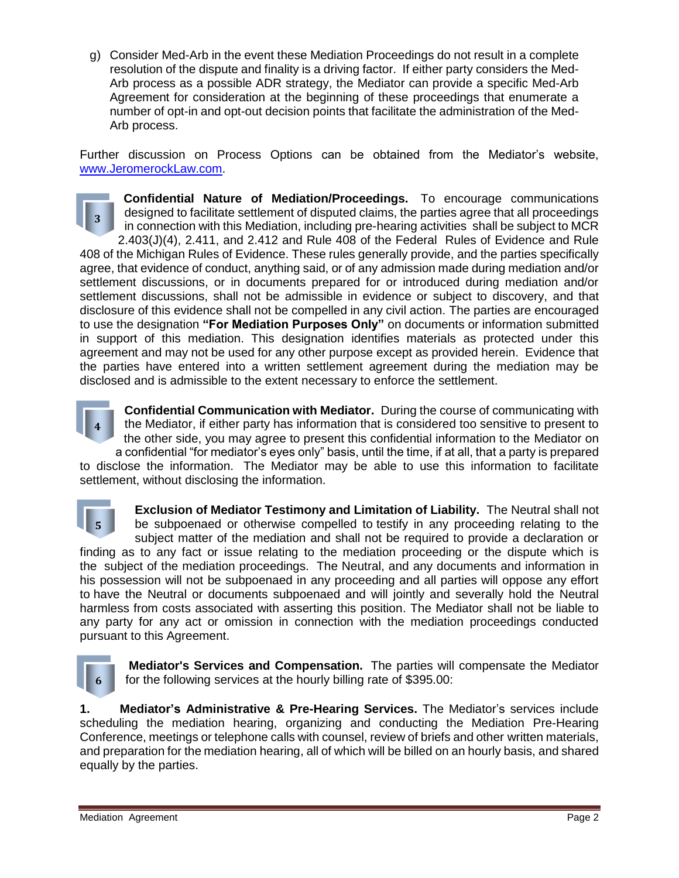g) Consider Med-Arb in the event these Mediation Proceedings do not result in a complete resolution of the dispute and finality is a driving factor. If either party considers the Med-Arb process as a possible ADR strategy, the Mediator can provide a specific Med-Arb Agreement for consideration at the beginning of these proceedings that enumerate a number of opt-in and opt-out decision points that facilitate the administration of the Med-Arb process.

Further discussion on Process Options can be obtained from the Mediator's website, [www.JeromerockLaw.com](http://www.JeromerockLaw.com).

**3** **Confidential Nature of Mediation/Proceedings.** To encourage communications designed to facilitate settlement of disputed claims, the parties agree that all proceedings in connection with this Mediation, including pre-hearing activities shall be subject to MCR 2.403(J)(4), 2.411, and 2.412 and Rule 408 of the Federal Rules of Evidence and Rule 408 of the Michigan Rules of Evidence. These rules generally provide, and the parties specifically agree, that evidence of conduct, anything said, or of any admission made during mediation and/or settlement discussions, or in documents prepared for or introduced during mediation and/or settlement discussions, shall not be admissible in evidence or subject to discovery, and that disclosure of this evidence shall not be compelled in any civil action. The parties are encouraged to use the designation **"For Mediation Purposes Only"** on documents or information submitted in support of this mediation. This designation identifies materials as protected under this agreement and may not be used for any other purpose except as provided herein. Evidence that the parties have entered into a written settlement agreement during the mediation may be disclosed and is admissible to the extent necessary to enforce the settlement.

**4** **Confidential Communication with Mediator.** During the course of communicating with the Mediator, if either party has information that is considered too sensitive to present to the other side, you may agree to present this confidential information to the Mediator on a confidential "for mediator's eyes only" basis, until the time, if at all, that a party is prepared to disclose the information. The Mediator may be able to use this information to facilitate settlement, without disclosing the information.

**5** **Exclusion of Mediator Testimony and Limitation of Liability.** The Neutral shall not be subpoenaed or otherwise compelled to testify in any proceeding relating to the subject matter of the mediation and shall not be required to provide a declaration or finding as to any fact or issue relating to the mediation proceeding or the dispute which is the subject of the mediation proceedings. The Neutral, and any documents and information in his possession will not be subpoenaed in any proceeding and all parties will oppose any effort to have the Neutral or documents subpoenaed and will jointly and severally hold the Neutral harmless from costs associated with asserting this position. The Mediator shall not be liable to any party for any act or omission in connection with the mediation proceedings conducted pursuant to this Agreement.

**6** **Mediator's Services and Compensation.** The parties will compensate the Mediator for the following services at the hourly billing rate of $395.00:

**1. Mediator's Administrative & Pre-Hearing Services.** The Mediator's services include scheduling the mediation hearing, organizing and conducting the Mediation Pre-Hearing Conference, meetings or telephone calls with counsel, review of briefs and other written materials, and preparation for the mediation hearing, all of which will be billed on an hourly basis, and shared equally by the parties.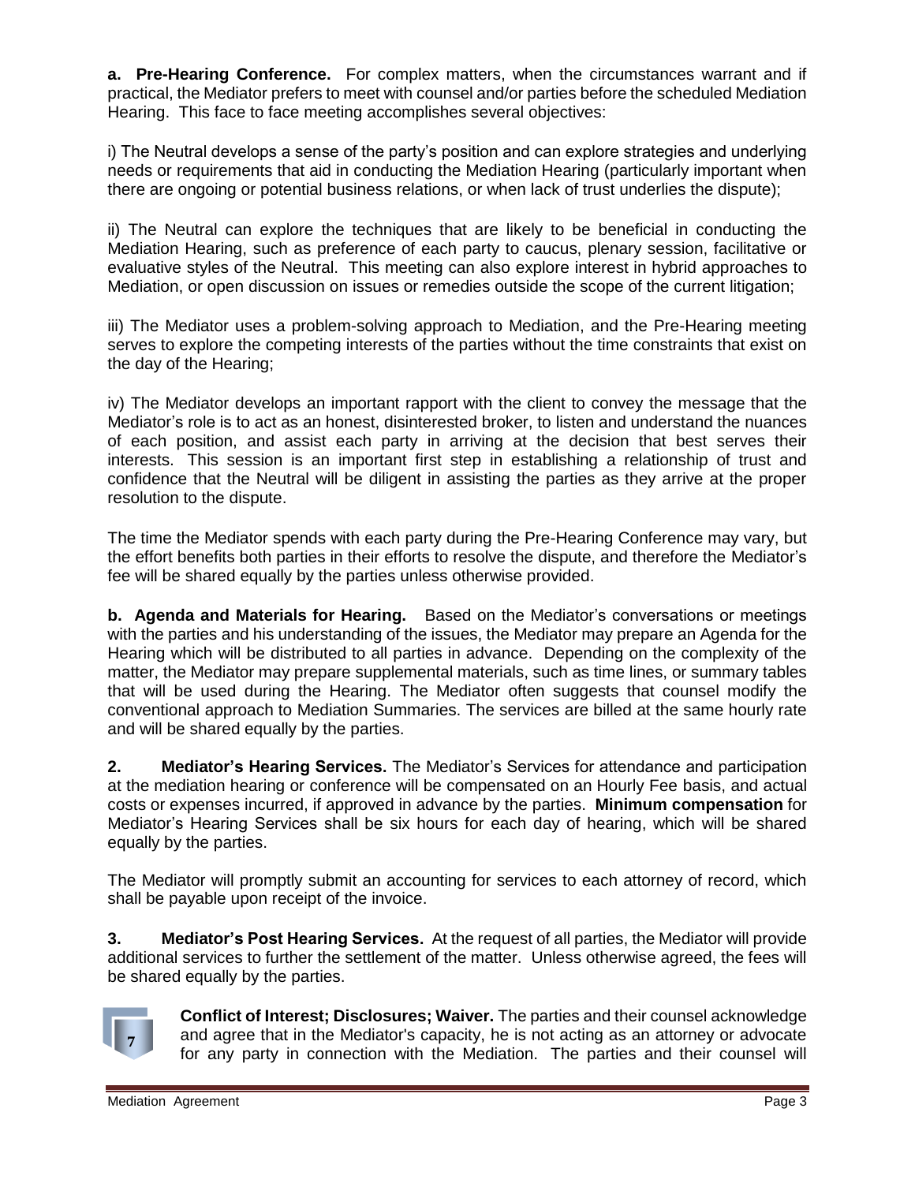**a. Pre-Hearing Conference.** For complex matters, when the circumstances warrant and if practical, the Mediator prefers to meet with counsel and/or parties before the scheduled Mediation Hearing. This face to face meeting accomplishes several objectives:

i) The Neutral develops a sense of the party's position and can explore strategies and underlying needs or requirements that aid in conducting the Mediation Hearing (particularly important when there are ongoing or potential business relations, or when lack of trust underlies the dispute);

ii) The Neutral can explore the techniques that are likely to be beneficial in conducting the Mediation Hearing, such as preference of each party to caucus, plenary session, facilitative or evaluative styles of the Neutral. This meeting can also explore interest in hybrid approaches to Mediation, or open discussion on issues or remedies outside the scope of the current litigation;

iii) The Mediator uses a problem-solving approach to Mediation, and the Pre-Hearing meeting serves to explore the competing interests of the parties without the time constraints that exist on the day of the Hearing;

iv) The Mediator develops an important rapport with the client to convey the message that the Mediator's role is to act as an honest, disinterested broker, to listen and understand the nuances of each position, and assist each party in arriving at the decision that best serves their interests. This session is an important first step in establishing a relationship of trust and confidence that the Neutral will be diligent in assisting the parties as they arrive at the proper resolution to the dispute.

The time the Mediator spends with each party during the Pre-Hearing Conference may vary, but the effort benefits both parties in their efforts to resolve the dispute, and therefore the Mediator's fee will be shared equally by the parties unless otherwise provided.

**b. Agenda and Materials for Hearing.** Based on the Mediator's conversations or meetings with the parties and his understanding of the issues, the Mediator may prepare an Agenda for the Hearing which will be distributed to all parties in advance. Depending on the complexity of the matter, the Mediator may prepare supplemental materials, such as time lines, or summary tables that will be used during the Hearing. The Mediator often suggests that counsel modify the conventional approach to Mediation Summaries. The services are billed at the same hourly rate and will be shared equally by the parties.

**2. Mediator's Hearing Services.** The Mediator's Services for attendance and participation at the mediation hearing or conference will be compensated on an Hourly Fee basis, and actual costs or expenses incurred, if approved in advance by the parties. **Minimum compensation** for Mediator's Hearing Services shall be six hours for each day of hearing, which will be shared equally by the parties.

The Mediator will promptly submit an accounting for services to each attorney of record, which shall be payable upon receipt of the invoice.

**3. Mediator's Post Hearing Services.** At the request of all parties, the Mediator will provide additional services to further the settlement of the matter. Unless otherwise agreed, the fees will be shared equally by the parties.

**7**

**Conflict of Interest; Disclosures; Waiver.** The parties and their counsel acknowledge and agree that in the Mediator's capacity, he is not acting as an attorney or advocate for any party in connection with the Mediation. The parties and their counsel will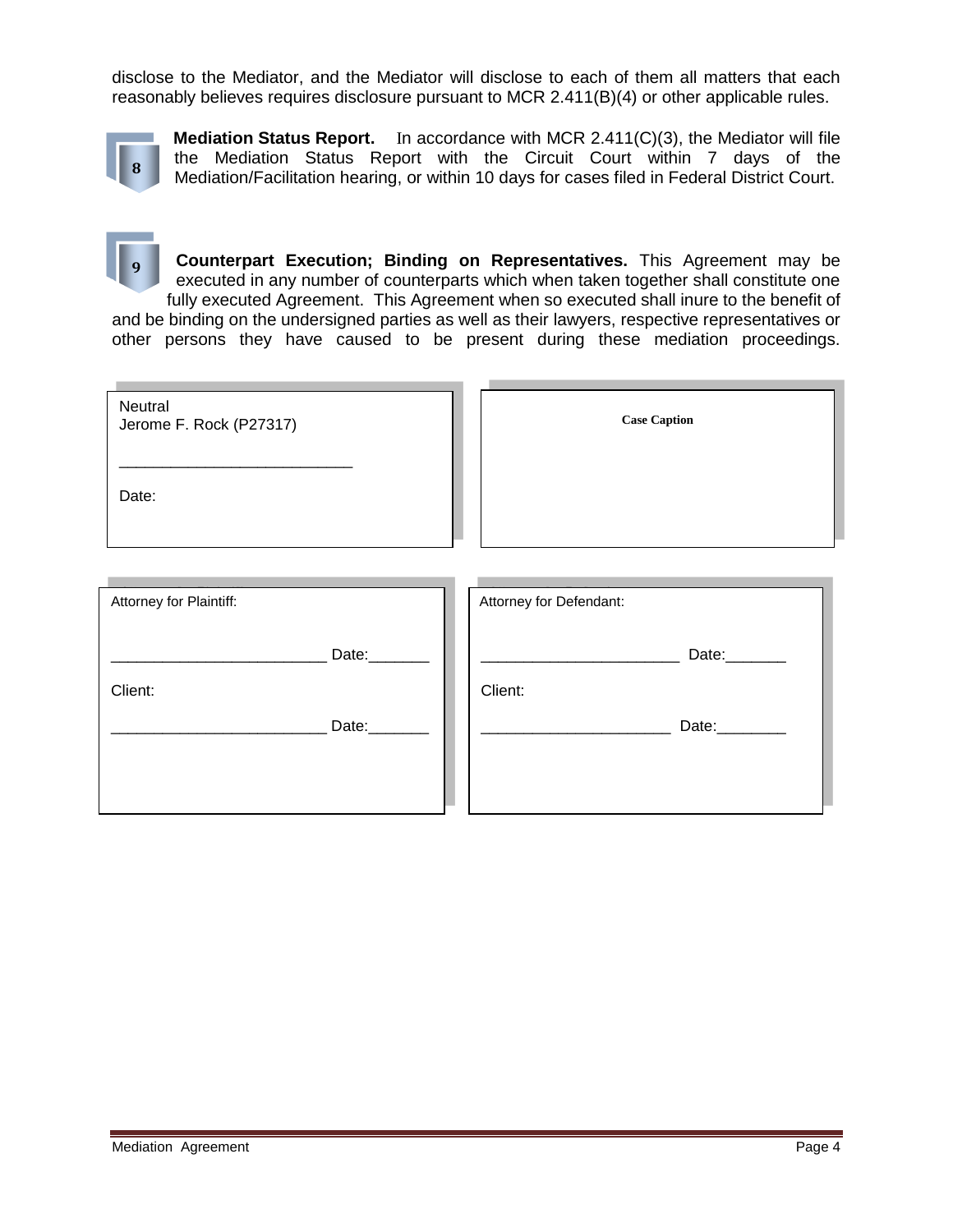disclose to the Mediator, and the Mediator will disclose to each of them all matters that each reasonably believes requires disclosure pursuant to MCR 2.411(B)(4) or other applicable rules.

8

**Mediation Status Report.** In accordance with MCR 2.411(C)(3), the Mediator will file the Mediation Status Report with the Circuit Court within 7 days of the Mediation/Facilitation hearing, or within 10 days for cases filed in Federal District Court.

9

**Counterpart Execution; Binding on Representatives.** This Agreement may be executed in any number of counterparts which when taken together shall constitute one fully executed Agreement. This Agreement when so executed shall inure to the benefit of and be binding on the undersigned parties as well as their lawyers, respective representatives or other persons they have caused to be present during these mediation proceedings.

Neutral
Jerome F. Rock (P27317)

___________________________

Date:

**Case Caption**

Attorney for Plaintiff:

_________________________ Date:_______

Client:

_________________________ Date:_______

Attorney for Defendant:

_______________________ Date:_______

Client:

______________________ Date:________